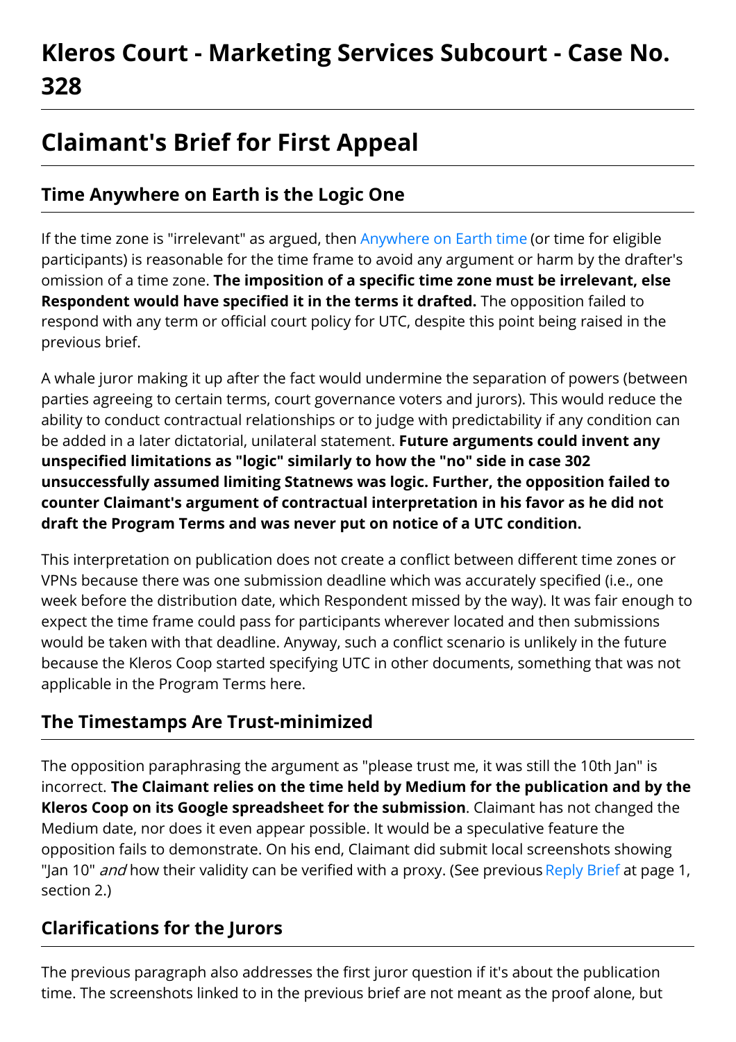# Kleros Court - Marketing Services Subcourt - Case No. 328

# Claimant's Brief for First Appeal

## Time Anywhere on Earth is the Logic One

If the time zone is "irrelevant" as argued, then Anywhere on Earth time (or time for eligible participants) is reasonable for the time frame to avoid any argument or harm by the drafter's omission of a time zone. **The imposition of a specific time zone must be irrelevant, else Respondent would have specified it in the terms it drafted.** The opposition failed to respond with any term or official court policy for UTC, despite this point being raised in the previous brief.

A whale juror making it up after the fact would undermine the separation of powers (between parties agreeing to certain terms, court governance voters and jurors). This would reduce the ability to conduct contractual relationships or to judge with predictability if any condition can be added in a later dictatorial, unilateral statement. **Future arguments could invent any unspecified limitations as "logic" similarly to how the "no" side in case 302 unsuccessfully assumed limiting Statnews was logic. Further, the opposition failed to counter Claimant's argument of contractual interpretation in his favor as he did not draft the Program Terms and was never put on notice of a UTC condition.**

This interpretation on publication does not create a conflict between different time zones or VPNs because there was one submission deadline which was accurately specified (i.e., one week before the distribution date, which Respondent missed by the way). It was fair enough to expect the time frame could pass for participants wherever located and then submissions would be taken with that deadline. Anyway, such a conflict scenario is unlikely in the future because the Kleros Coop started specifying UTC in other documents, something that was not applicable in the Program Terms here.

## The Timestamps Are Trust-minimized

The opposition paraphrasing the argument as "please trust me, it was still the 10th Jan" is incorrect. **The Claimant relies on the time held by Medium for the publication and by the Kleros Coop on its Google spreadsheet for the submission**. Claimant has not changed the Medium date, nor does it even appear possible. It would be a speculative feature the opposition fails to demonstrate. On his end, Claimant did submit local screenshots showing "Jan 10" *and* how their validity can be verified with a proxy. (See previous Reply Brief at page 1, section 2.)

## Clarifications for the Jurors

The previous paragraph also addresses the first juror question if it's about the publication time. The screenshots linked to in the previous brief are not meant as the proof alone, but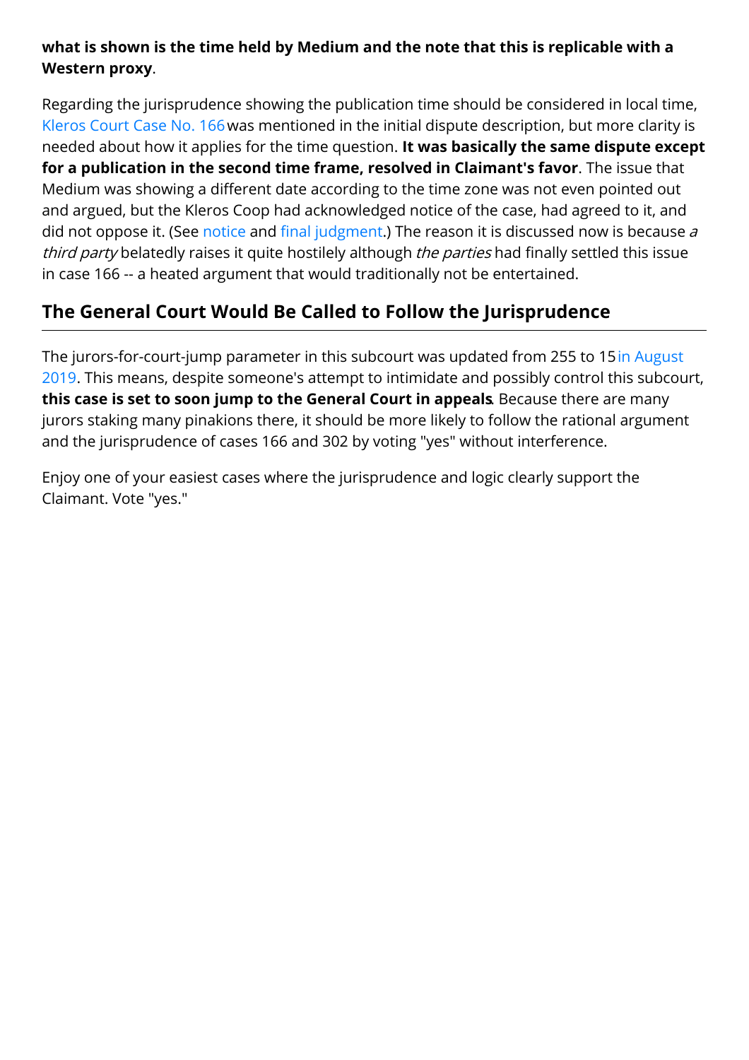**what is shown is the time held by Medium and the note that this is replicable with a Western proxy**.

Regarding the jurisprudence showing the publication time should be considered in local time, Kleros Court Case No. 166 was mentioned in the initial dispute description, but more clarity is needed about how it applies for the time question. **It was basically the same dispute except for a publication in the second time frame, resolved in Claimant's favor**. The issue that Medium was showing a different date according to the time zone was not even pointed out and argued, but the Kleros Coop had acknowledged notice of the case, had agreed to it, and did not oppose it. (See notice and final judgment.) The reason it is discussed now is because *a third party* belatedly raises it quite hostilely although *the parties* had finally settled this issue in case 166 -- a heated argument that would traditionally not be entertained.

## The General Court Would Be Called to Follow the Jurisprudence

The jurors-for-court-jump parameter in this subcourt was updated from 255 to 15 in August 2019. This means, despite someone's attempt to intimidate and possibly control this subcourt, **this case is set to soon jump to the General Court in appeals**. Because there are many jurors staking many pinakions there, it should be more likely to follow the rational argument and the jurisprudence of cases 166 and 302 by voting "yes" without interference.

Enjoy one of your easiest cases where the jurisprudence and logic clearly support the Claimant. Vote "yes."